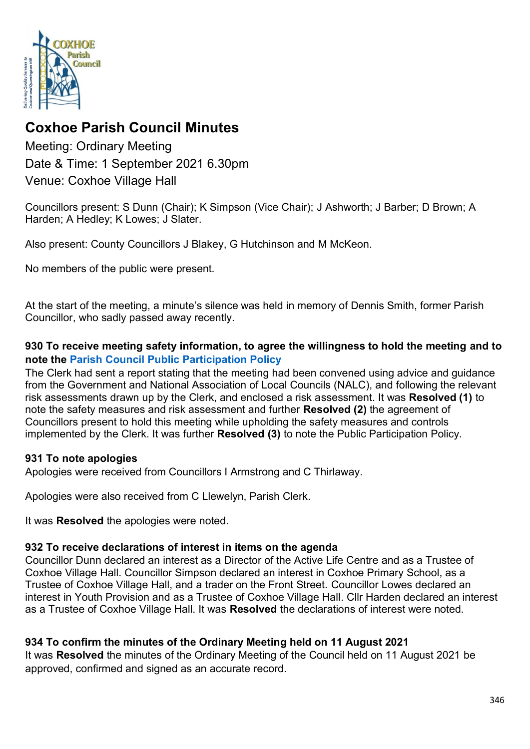# Coxhoe Parish Council Minutes

Meeting: Ordinary Meeting
Date & Time: 1 September 2021 6.30pm
Venue: Coxhoe Village Hall

Councillors present: S Dunn (Chair); K Simpson (Vice Chair); J Ashworth; J Barber; D Brown; A Harden; A Hedley; K Lowes; J Slater.

Also present: County Councillors J Blakey, G Hutchinson and M McKeon.

No members of the public were present.

At the start of the meeting, a minute's silence was held in memory of Dennis Smith, former Parish Councillor, who sadly passed away recently.

### 930 To receive meeting safety information, to agree the willingness to hold the meeting and to note the Parish Council Public Participation Policy

The Clerk had sent a report stating that the meeting had been convened using advice and guidance from the Government and National Association of Local Councils (NALC), and following the relevant risk assessments drawn up by the Clerk, and enclosed a risk assessment. It was **Resolved (1)** to note the safety measures and risk assessment and further **Resolved (2)** the agreement of Councillors present to hold this meeting while upholding the safety measures and controls implemented by the Clerk. It was further **Resolved (3)** to note the Public Participation Policy.

### 931 To note apologies

Apologies were received from Councillors I Armstrong and C Thirlaway.

Apologies were also received from C Llewelyn, Parish Clerk.

It was **Resolved** the apologies were noted.

### 932 To receive declarations of interest in items on the agenda

Councillor Dunn declared an interest as a Director of the Active Life Centre and as a Trustee of Coxhoe Village Hall. Councillor Simpson declared an interest in Coxhoe Primary School, as a Trustee of Coxhoe Village Hall, and a trader on the Front Street. Councillor Lowes declared an interest in Youth Provision and as a Trustee of Coxhoe Village Hall. Cllr Harden declared an interest as a Trustee of Coxhoe Village Hall. It was **Resolved** the declarations of interest were noted.

### 934 To confirm the minutes of the Ordinary Meeting held on 11 August 2021

It was **Resolved** the minutes of the Ordinary Meeting of the Council held on 11 August 2021 be approved, confirmed and signed as an accurate record.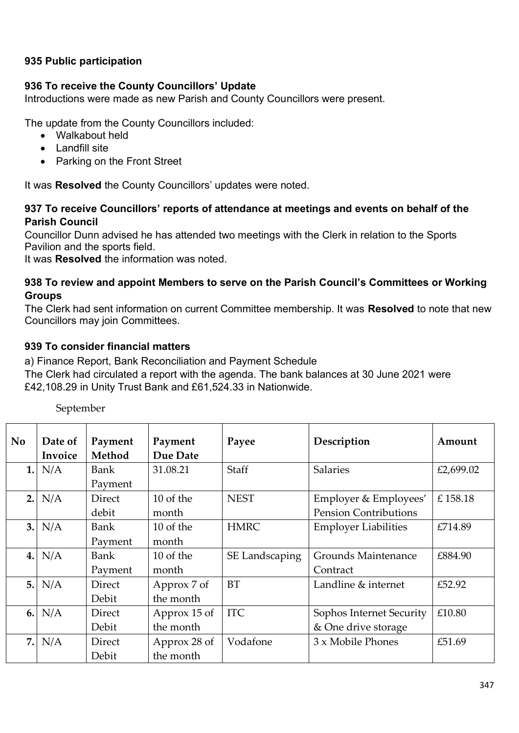### 935 Public participation

### 936 To receive the County Councillors' Update

Introductions were made as new Parish and County Councillors were present.

The update from the County Councillors included:

- Walkabout held
- Landfill site
- Parking on the Front Street

It was **Resolved** the County Councillors' updates were noted.

### 937 To receive Councillors' reports of attendance at meetings and events on behalf of the Parish Council

Councillor Dunn advised he has attended two meetings with the Clerk in relation to the Sports Pavilion and the sports field.

It was **Resolved** the information was noted.

### 938 To review and appoint Members to serve on the Parish Council's Committees or Working Groups

The Clerk had sent information on current Committee membership. It was **Resolved** to note that new Councillors may join Committees.

### 939 To consider financial matters

a) Finance Report, Bank Reconciliation and Payment Schedule

The Clerk had circulated a report with the agenda. The bank balances at 30 June 2021 were £42,108.29 in Unity Trust Bank and £61,524.33 in Nationwide.

September

| No | Date of Invoice | Payment Method | Payment Due Date | Payee | Description | Amount |
|---|---|---|---|---|---|---|
| 1. | N/A | Bank Payment | 31.08.21 | Staff | Salaries | £2,699.02 |
| 2. | N/A | Direct debit | 10 of the month | NEST | Employer & Employees' Pension Contributions | £ 158.18 |
| 3. | N/A | Bank Payment | 10 of the month | HMRC | Employer Liabilities | £714.89 |
| 4. | N/A | Bank Payment | 10 of the month | SE Landscaping | Grounds Maintenance Contract | £884.90 |
| 5. | N/A | Direct Debit | Approx 7 of the month | BT | Landline & internet | £52.92 |
| 6. | N/A | Direct Debit | Approx 15 of the month | ITC | Sophos Internet Security & One drive storage | £10.80 |
| 7. | N/A | Direct Debit | Approx 28 of the month | Vodafone | 3 x Mobile Phones | £51.69 |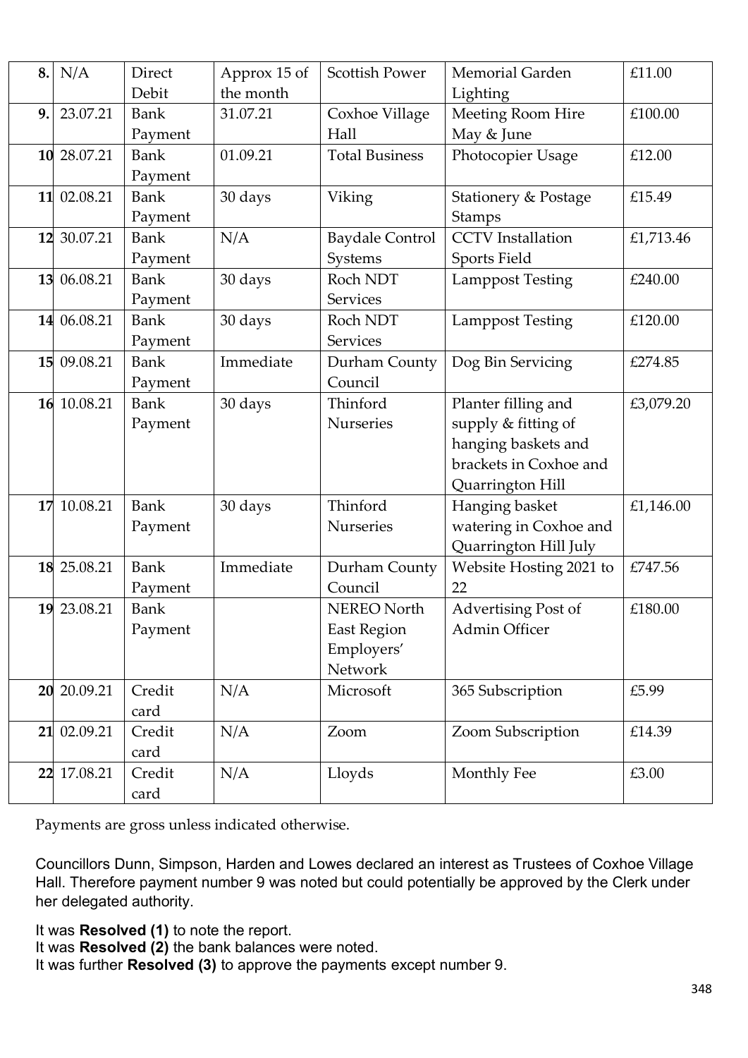| 8. | N/A | Direct Debit | Approx 15 of the month | Scottish Power | Memorial Garden Lighting | £11.00 |
|---|---|---|---|---|---|---|
| 9. | 23.07.21 | Bank Payment | 31.07.21 | Coxhoe Village Hall | Meeting Room Hire May & June | £100.00 |
| 10 | 28.07.21 | Bank Payment | 01.09.21 | Total Business | Photocopier Usage | £12.00 |
| 11 | 02.08.21 | Bank Payment | 30 days | Viking | Stationery & Postage Stamps | £15.49 |
| 12 | 30.07.21 | Bank Payment | N/A | Baydale Control Systems | CCTV Installation Sports Field | £1,713.46 |
| 13 | 06.08.21 | Bank Payment | 30 days | Roch NDT Services | Lamppost Testing | £240.00 |
| 14 | 06.08.21 | Bank Payment | 30 days | Roch NDT Services | Lamppost Testing | £120.00 |
| 15 | 09.08.21 | Bank Payment | Immediate | Durham County Council | Dog Bin Servicing | £274.85 |
| 16 | 10.08.21 | Bank Payment | 30 days | Thinford Nurseries | Planter filling and supply & fitting of hanging baskets and brackets in Coxhoe and Quarrington Hill | £3,079.20 |
| 17 | 10.08.21 | Bank Payment | 30 days | Thinford Nurseries | Hanging basket watering in Coxhoe and Quarrington Hill July | £1,146.00 |
| 18 | 25.08.21 | Bank Payment | Immediate | Durham County Council | Website Hosting 2021 to 22 | £747.56 |
| 19 | 23.08.21 | Bank Payment | | NEREO North East Region Employers' Network | Advertising Post of Admin Officer | £180.00 |
| 20 | 20.09.21 | Credit card | N/A | Microsoft | 365 Subscription | £5.99 |
| 21 | 02.09.21 | Credit card | N/A | Zoom | Zoom Subscription | £14.39 |
| 22 | 17.08.21 | Credit card | N/A | Lloyds | Monthly Fee | £3.00 |

Payments are gross unless indicated otherwise.

Councillors Dunn, Simpson, Harden and Lowes declared an interest as Trustees of Coxhoe Village Hall. Therefore payment number 9 was noted but could potentially be approved by the Clerk under her delegated authority.

It was **Resolved (1)** to note the report.
It was **Resolved (2)** the bank balances were noted.
It was further **Resolved (3)** to approve the payments except number 9.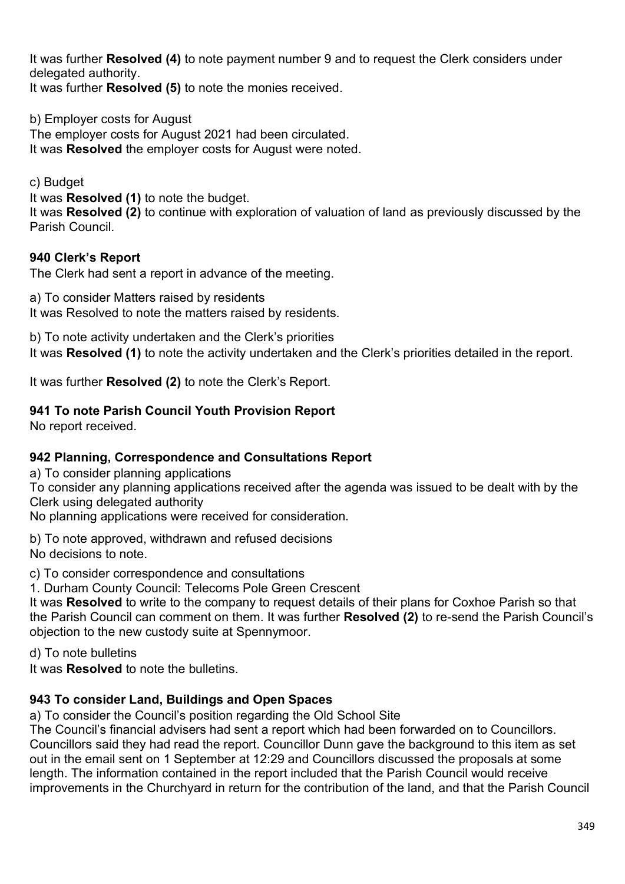It was further **Resolved (4)** to note payment number 9 and to request the Clerk considers under delegated authority.
It was further **Resolved (5)** to note the monies received.

b) Employer costs for August
The employer costs for August 2021 had been circulated.
It was **Resolved** the employer costs for August were noted.

c) Budget
It was **Resolved (1)** to note the budget.
It was **Resolved (2)** to continue with exploration of valuation of land as previously discussed by the Parish Council.

**940 Clerk's Report**
The Clerk had sent a report in advance of the meeting.

a) To consider Matters raised by residents
It was Resolved to note the matters raised by residents.

b) To note activity undertaken and the Clerk's priorities
It was **Resolved (1)** to note the activity undertaken and the Clerk's priorities detailed in the report.

It was further **Resolved (2)** to note the Clerk's Report.

**941 To note Parish Council Youth Provision Report**
No report received.

**942 Planning, Correspondence and Consultations Report**
a) To consider planning applications
To consider any planning applications received after the agenda was issued to be dealt with by the Clerk using delegated authority
No planning applications were received for consideration.

b) To note approved, withdrawn and refused decisions
No decisions to note.

c) To consider correspondence and consultations
1. Durham County Council: Telecoms Pole Green Crescent
It was **Resolved** to write to the company to request details of their plans for Coxhoe Parish so that the Parish Council can comment on them. It was further **Resolved (2)** to re-send the Parish Council's objection to the new custody suite at Spennymoor.

d) To note bulletins
It was **Resolved** to note the bulletins.

**943 To consider Land, Buildings and Open Spaces**
a) To consider the Council's position regarding the Old School Site
The Council's financial advisers had sent a report which had been forwarded on to Councillors. Councillors said they had read the report. Councillor Dunn gave the background to this item as set out in the email sent on 1 September at 12:29 and Councillors discussed the proposals at some length. The information contained in the report included that the Parish Council would receive improvements in the Churchyard in return for the contribution of the land, and that the Parish Council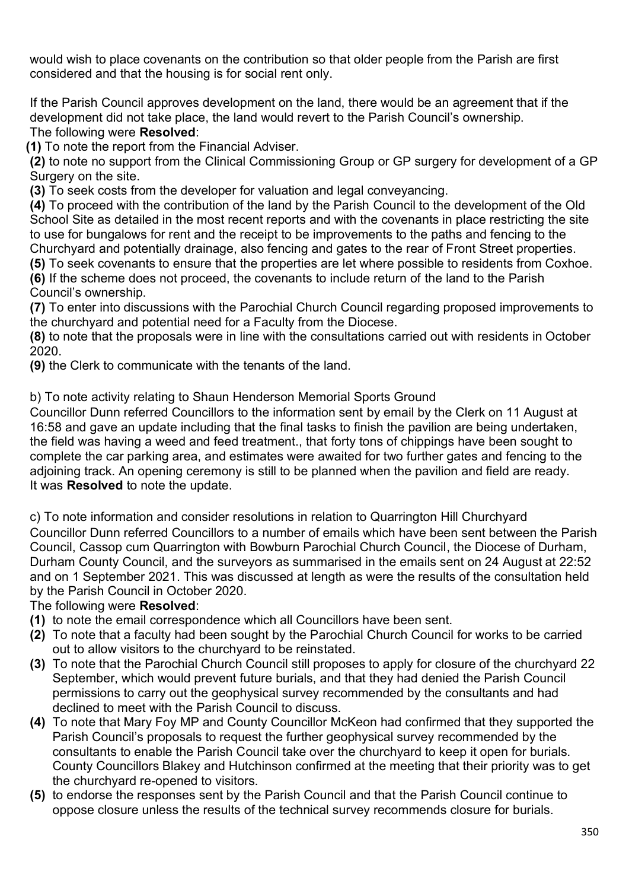would wish to place covenants on the contribution so that older people from the Parish are first considered and that the housing is for social rent only.

If the Parish Council approves development on the land, there would be an agreement that if the development did not take place, the land would revert to the Parish Council's ownership.
The following were **Resolved**:

**(1)** To note the report from the Financial Adviser.
**(2)** to note no support from the Clinical Commissioning Group or GP surgery for development of a GP Surgery on the site.
**(3)** To seek costs from the developer for valuation and legal conveyancing.
**(4)** To proceed with the contribution of the land by the Parish Council to the development of the Old School Site as detailed in the most recent reports and with the covenants in place restricting the site to use for bungalows for rent and the receipt to be improvements to the paths and fencing to the Churchyard and potentially drainage, also fencing and gates to the rear of Front Street properties.
**(5)** To seek covenants to ensure that the properties are let where possible to residents from Coxhoe.
**(6)** If the scheme does not proceed, the covenants to include return of the land to the Parish Council's ownership.
**(7)** To enter into discussions with the Parochial Church Council regarding proposed improvements to the churchyard and potential need for a Faculty from the Diocese.
**(8)** to note that the proposals were in line with the consultations carried out with residents in October 2020.
**(9)** the Clerk to communicate with the tenants of the land.

b) To note activity relating to Shaun Henderson Memorial Sports Ground
Councillor Dunn referred Councillors to the information sent by email by the Clerk on 11 August at 16:58 and gave an update including that the final tasks to finish the pavilion are being undertaken, the field was having a weed and feed treatment., that forty tons of chippings have been sought to complete the car parking area, and estimates were awaited for two further gates and fencing to the adjoining track. An opening ceremony is still to be planned when the pavilion and field are ready.
It was **Resolved** to note the update.

c) To note information and consider resolutions in relation to Quarrington Hill Churchyard
Councillor Dunn referred Councillors to a number of emails which have been sent between the Parish Council, Cassop cum Quarrington with Bowburn Parochial Church Council, the Diocese of Durham, Durham County Council, and the surveyors as summarised in the emails sent on 24 August at 22:52 and on 1 September 2021. This was discussed at length as were the results of the consultation held by the Parish Council in October 2020.
The following were **Resolved**:

**(1)** to note the email correspondence which all Councillors have been sent.
**(2)** To note that a faculty had been sought by the Parochial Church Council for works to be carried out to allow visitors to the churchyard to be reinstated.
**(3)** To note that the Parochial Church Council still proposes to apply for closure of the churchyard 22 September, which would prevent future burials, and that they had denied the Parish Council permissions to carry out the geophysical survey recommended by the consultants and had declined to meet with the Parish Council to discuss.
**(4)** To note that Mary Foy MP and County Councillor McKeon had confirmed that they supported the Parish Council's proposals to request the further geophysical survey recommended by the consultants to enable the Parish Council take over the churchyard to keep it open for burials. County Councillors Blakey and Hutchinson confirmed at the meeting that their priority was to get the churchyard re-opened to visitors.
**(5)** to endorse the responses sent by the Parish Council and that the Parish Council continue to oppose closure unless the results of the technical survey recommends closure for burials.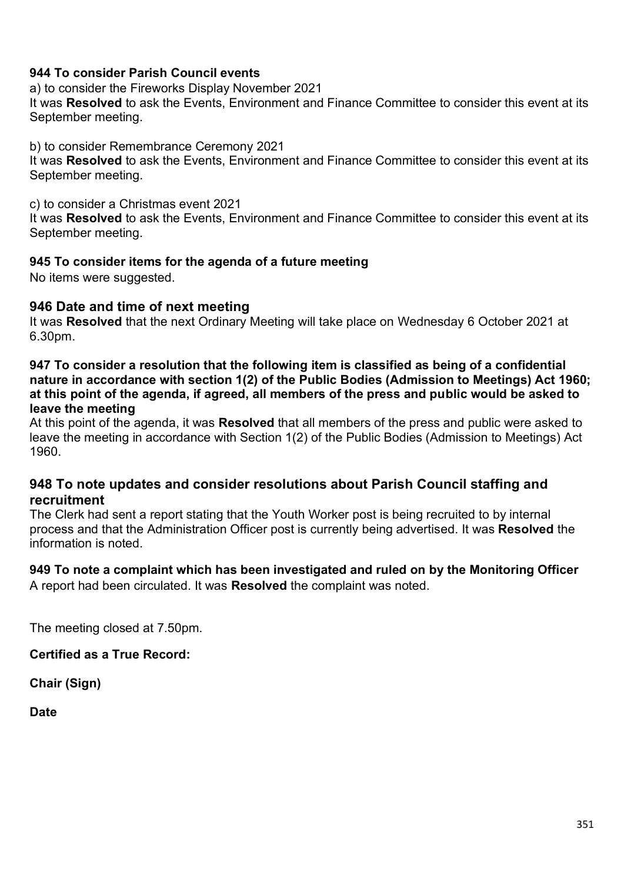**944 To consider Parish Council events**

a) to consider the Fireworks Display November 2021

It was **Resolved** to ask the Events, Environment and Finance Committee to consider this event at its September meeting.

b) to consider Remembrance Ceremony 2021

It was **Resolved** to ask the Events, Environment and Finance Committee to consider this event at its September meeting.

c) to consider a Christmas event 2021

It was **Resolved** to ask the Events, Environment and Finance Committee to consider this event at its September meeting.

**945 To consider items for the agenda of a future meeting**

No items were suggested.

### 946 Date and time of next meeting

It was **Resolved** that the next Ordinary Meeting will take place on Wednesday 6 October 2021 at 6.30pm.

**947 To consider a resolution that the following item is classified as being of a confidential nature in accordance with section 1(2) of the Public Bodies (Admission to Meetings) Act 1960; at this point of the agenda, if agreed, all members of the press and public would be asked to leave the meeting**

At this point of the agenda, it was **Resolved** that all members of the press and public were asked to leave the meeting in accordance with Section 1(2) of the Public Bodies (Admission to Meetings) Act 1960.

### 948 To note updates and consider resolutions about Parish Council staffing and recruitment

The Clerk had sent a report stating that the Youth Worker post is being recruited to by internal process and that the Administration Officer post is currently being advertised. It was **Resolved** the information is noted.

**949 To note a complaint which has been investigated and ruled on by the Monitoring Officer**

A report had been circulated. It was **Resolved** the complaint was noted.

The meeting closed at 7.50pm.

**Certified as a True Record:**

**Chair (Sign)**

**Date**